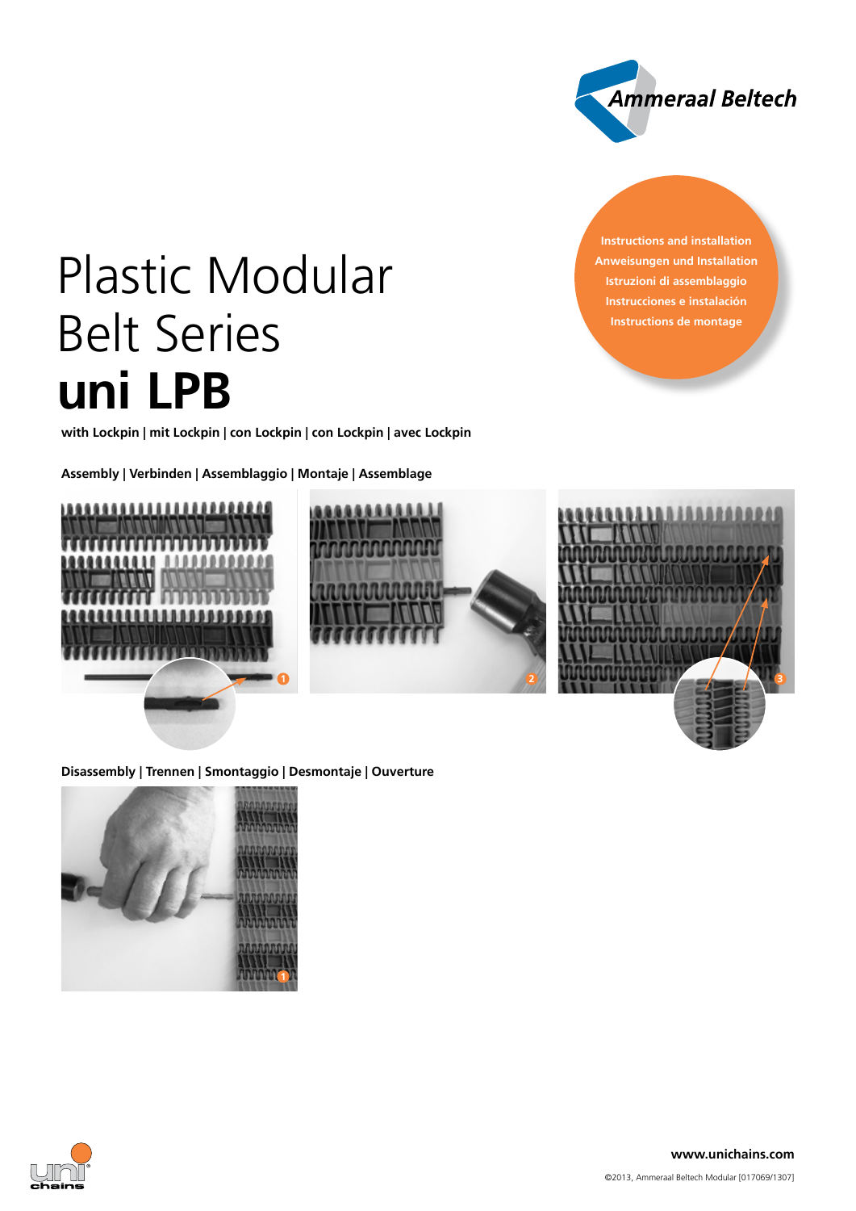Ammeraal Beltech

Instructions and installation
Anweisungen und Installation
Istruzioni di assemblaggio
Instrucciones e instalación
Instructions de montage

# Plastic Modular Belt Series **uni LPB**

**with Lockpin | mit Lockpin | con Lockpin | con Lockpin | avec Lockpin**

**Assembly | Verbinden | Assemblaggio | Montaje | Assemblage**

1 2 3

**Disassembly | Trennen | Smontaggio | Desmontaje | Ouverture**

1

**www.unichains.com**

©2013, Ammeraal Beltech Modular [017069/1307]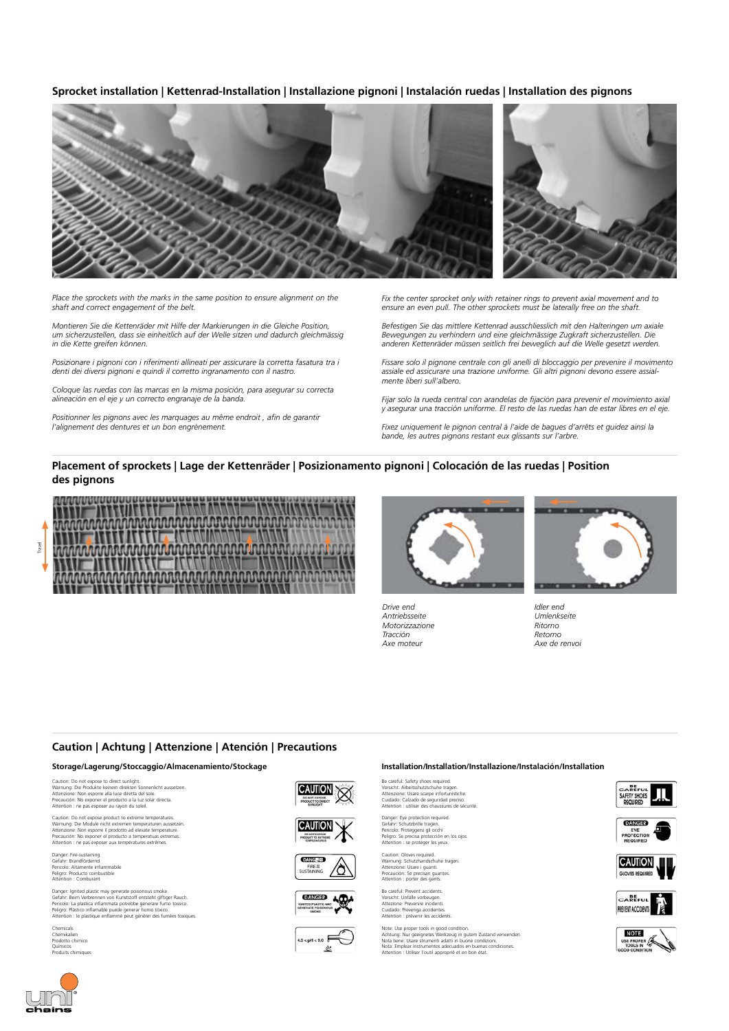## Sprocket installation | Kettenrad-Installation | Installazione pignoni | Instalación ruedas | Installation des pignons

*Place the sprockets with the marks in the same position to ensure alignment on the shaft and correct engagement of the belt.*

*Montieren Sie die Kettenräder mit Hilfe der Markierungen in die Gleiche Position, um sicherzustellen, dass sie einheitlich auf der Welle sitzen und dadurch gleichmässig in die Kette greifen können.*

*Posizionare i pignoni con i riferimenti allineati per assicurare la corretta fasatura tra i denti dei diversi pignoni e quindi il corretto ingranamento con il nastro.*

*Coloque las ruedas con las marcas en la misma posición, para asegurar su correcta alineación en el eje y un correcto engranaje de la banda.*

*Positionner les pignons avec les marquages au même endroit , afin de garantir l'alignement des dentures et un bon engrènement.*

*Fix the center sprocket only with retainer rings to prevent axial movement and to ensure an even pull. The other sprockets must be laterally free on the shaft.*

*Befestigen Sie das mittlere Kettenrad ausschliesslich mit den Halteringen um axiale Bewegungen zu verhindern und eine gleichmässige Zugkraft sicherzustellen. Die anderen Kettenräder müssen seitlich frei beweglich auf die Welle gesetzt werden.*

*Fissare solo il pignone centrale con gli anelli di bloccaggio per prevenire il movimento assiale ed assicurare una trazione uniforme. Gli altri pignoni devono essere assialmente liberi sull'albero.*

*Fijar solo la rueda central con arandelas de fijación para prevenir el movimiento axial y asegurar una tracción uniforme. El resto de las ruedas han de estar libres en el eje.*

*Fixez uniquement le pignon central à l'aide de bagues d'arrêts et guidez ainsi la bande, les autres pignons restant eux glissants sur l'arbre.*

## Placement of sprockets | Lage der Kettenräder | Posizionamento pignoni | Colocación de las ruedas | Position des pignons

Travel

*Drive end*
*Antriebsseite*
*Motorizzazione*
*Tracción*
*Axe moteur*

*Idler end*
*Umlenkseite*
*Ritorno*
*Retorno*
*Axe de renvoi*

## Caution | Achtung | Attenzione | Atención | Precautions

### Storage/Lagerung/Stoccaggio/Almacenamiento/Stockage

Caution: Do not expose to direct sunlight.
Warnung: Die Produkte keinem direkten Sonnenlicht aussetzen.
Attenzione: Non esporre alla luce diretta del sole.
Precaución: No exponer el producto a la luz solar directa.
Attention : ne pas exposer au rayon du soleil.

CAUTION — DO NOT EXPOSE PRODUCT TO DIRECT SUNLIGHT

Caution: Do not expose product to extreme temperatures.
Warnung: Die Module nicht extremen temperaturen aussetzen.
Attenzione: Non esporre il prodotto ad elevate temperature.
Precaución: No exponer el producto a temperaturas extremas.
Attention : ne pas exposer aux températures extrêmes.

CAUTION — DO NOT EXPOSE PRODUCT TO EXTREME TEMPERATURES

Danger: Fire-sustaining
Gefahr: Brandfördernd
Pericolo: Altamente infiammabile
Peligro: Producto combustible
Attention : Comburant

DANGER — FIRE-SUSTAINING

Danger: Ignited plastic may generate poisonous smoke.
Gefahr: Beim Verbrennen von Kunststoff entsteht giftiger Rauch.
Pericolo: La plastica infiammata potrebbe generare fumo tossico.
Peligro: Plástico inflamable puede generar humo tóxico.
Attention : le plastique enflammé peut générer des fumées toxiques.

DANGER — IGNITED PLASTIC MAY GENERATE POISONOUS SMOKE

Chemicals
Chemikalien
Prodotto chimico
Químicos
Produits chimiques

4,5 < pH < 9,0

### Installation/Installation/Installazione/Instalación/Installation

Be careful: Safety shoes required.
Vorsicht: Arbeitsschutzschuhe tragen.
Attenzione: Usare scarpe infortunistiche.
Cuidado: Calzado de seguridad preciso.
Attention : utiliser des chaussures de sécurité.

BE CAREFUL — SAFETY SHOES REQUIRED

Danger: Eye protection required.
Gefahr: Schutzbrille tragen.
Pericolo: Proteggersi gli occhi.
Peligro: Se precisa protección en los ojos.
Attention : se protéger les yeux.

DANGER — EYE PROTECTION REQUIRED

Caution: Gloves required.
Warnung: Schutzhandschuhe tragen.
Attenzione: Usare i guanti.
Precaución: Se precisan guantes.
Attention : porter des gants.

CAUTION — GLOVES REQUIRED

Be careful: Prevent accidents.
Vorsicht: Unfälle vorbeugen.
Attenzione: Prevenire incidenti.
Cuidado: Prevenga accidentes.
Attention : prévenir les accidents.

BE CAREFUL — PREVENT ACCIDENTS

Note: Use proper tools in good condition.
Achtung: Nur geeignetes Werkzeug in gutem Zustand verwenden.
Nota bene: Usare strumenti adatti in buone condizioni.
Nota: Emplear instrumentos adecuados en buenas condiciones.
Attention : Utiliser l'outil approprié et en bon état.

NOTE — USE PROPER TOOLS IN GOOD CONDITION